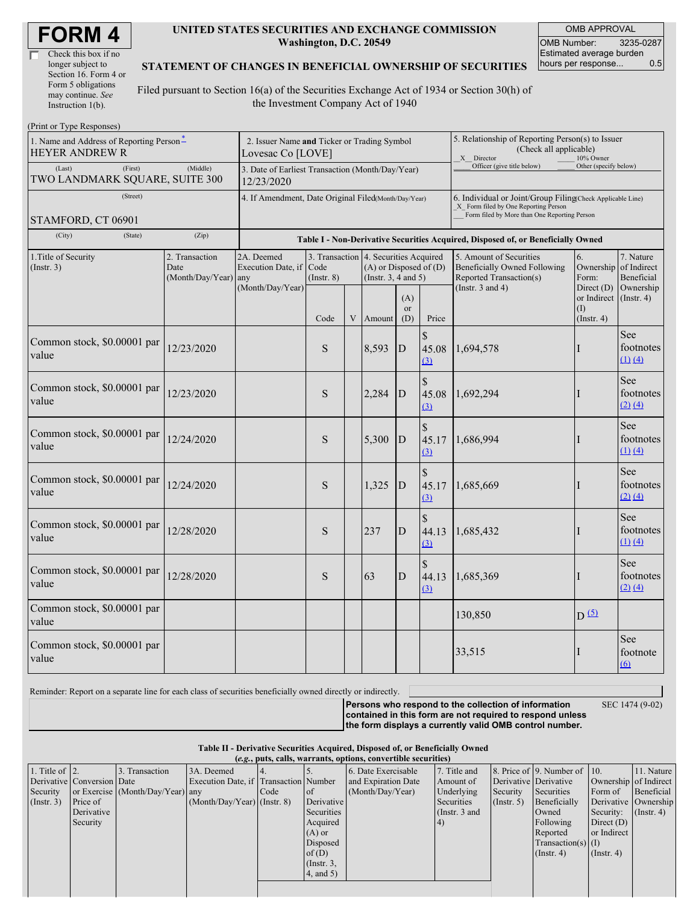# FORM 4

☐ Check this box if no longer subject to Section 16. Form 4 or Form 5 obligations may continue. *See* Instruction 1(b).

**UNITED STATES SECURITIES AND EXCHANGE COMMISSION**
**Washington, D.C. 20549**

**STATEMENT OF CHANGES IN BENEFICIAL OWNERSHIP OF SECURITIES**

Filed pursuant to Section 16(a) of the Securities Exchange Act of 1934 or Section 30(h) of the Investment Company Act of 1940

| OMB APPROVAL | |
|---|---|
| OMB Number: | 3235-0287 |
| Estimated average burden hours per response... | 0.5 |

(Print or Type Responses)

| 1. Name and Address of Reporting Person * | 2. Issuer Name **and** Ticker or Trading Symbol | 5. Relationship of Reporting Person(s) to Issuer (Check all applicable) |
|---|---|---|
| HEYER ANDREW R | Lovesac Co [LOVE] | _X_ Director ___ 10% Owner ___ Officer (give title below) ___ Other (specify below) |
| (Last) (First) (Middle) TWO LANDMARK SQUARE, SUITE 300 | 3. Date of Earliest Transaction (Month/Day/Year) 12/23/2020 | |
| (Street) STAMFORD, CT 06901 | 4. If Amendment, Date Original Filed (Month/Day/Year) | 6. Individual or Joint/Group Filing (Check Applicable Line) _X_ Form filed by One Reporting Person ___ Form filed by More than One Reporting Person |
| (City) (State) (Zip) | | |

**Table I - Non-Derivative Securities Acquired, Disposed of, or Beneficially Owned**

| 1.Title of Security (Instr. 3) | 2. Transaction Date (Month/Day/Year) | 2A. Deemed Execution Date, if any (Month/Day/Year) | 3. Transaction Code (Instr. 8) | | 4. Securities Acquired (A) or Disposed of (D) (Instr. 3, 4 and 5) | | | 5. Amount of Securities Beneficially Owned Following Reported Transaction(s) (Instr. 3 and 4) | 6. Ownership Form: Direct (D) or Indirect (I) (Instr. 4) | 7. Nature of Indirect Beneficial Ownership (Instr. 4) |
|---|---|---|---|---|---|---|---|---|---|---|
| | | | Code | V | Amount | (A) or (D) | Price | | | |
| Common stock, $0.00001 par value | 12/23/2020 | | S | | 8,593 | D | $ 45.08 (3) | 1,694,578 | I | See footnotes (1) (4) |
| Common stock, $0.00001 par value | 12/23/2020 | | S | | 2,284 | D | $ 45.08 (3) | 1,692,294 | I | See footnotes (2) (4) |
| Common stock, $0.00001 par value | 12/24/2020 | | S | | 5,300 | D | $ 45.17 (3) | 1,686,994 | I | See footnotes (1) (4) |
| Common stock, $0.00001 par value | 12/24/2020 | | S | | 1,325 | D | $ 45.17 (3) | 1,685,669 | I | See footnotes (2) (4) |
| Common stock, $0.00001 par value | 12/28/2020 | | S | | 237 | D | $ 44.13 (3) | 1,685,432 | I | See footnotes (1) (4) |
| Common stock, $0.00001 par value | 12/28/2020 | | S | | 63 | D | $ 44.13 (3) | 1,685,369 | I | See footnotes (2) (4) |
| Common stock, $0.00001 par value | | | | | | | | 130,850 | D (5) | |
| Common stock, $0.00001 par value | | | | | | | | 33,515 | I | See footnote (6) |

Reminder: Report on a separate line for each class of securities beneficially owned directly or indirectly.

**Persons who respond to the collection of information contained in this form are not required to respond unless the form displays a currently valid OMB control number.** SEC 1474 (9-02)

**Table II - Derivative Securities Acquired, Disposed of, or Beneficially Owned**
**(*e.g.*, puts, calls, warrants, options, convertible securities)**

| 1. Title of Derivative Security (Instr. 3) | 2. Conversion or Exercise Price of Derivative Security | 3. Transaction Date (Month/Day/Year) | 3A. Deemed Execution Date, if any (Month/Day/Year) | 4. Transaction Code (Instr. 8) | 5. Number of Derivative Securities Acquired (A) or Disposed of (D) (Instr. 3, 4, and 5) | 6. Date Exercisable and Expiration Date (Month/Day/Year) | 7. Title and Amount of Underlying Securities (Instr. 3 and 4) | 8. Price of Derivative Security (Instr. 5) | 9. Number of Derivative Securities Beneficially Owned Following Reported Transaction(s) (Instr. 4) | 10. Ownership Form of Derivative Security: Direct (D) or Indirect (I) (Instr. 4) | 11. Nature of Indirect Beneficial Ownership (Instr. 4) |
|---|---|---|---|---|---|---|---|---|---|---|---|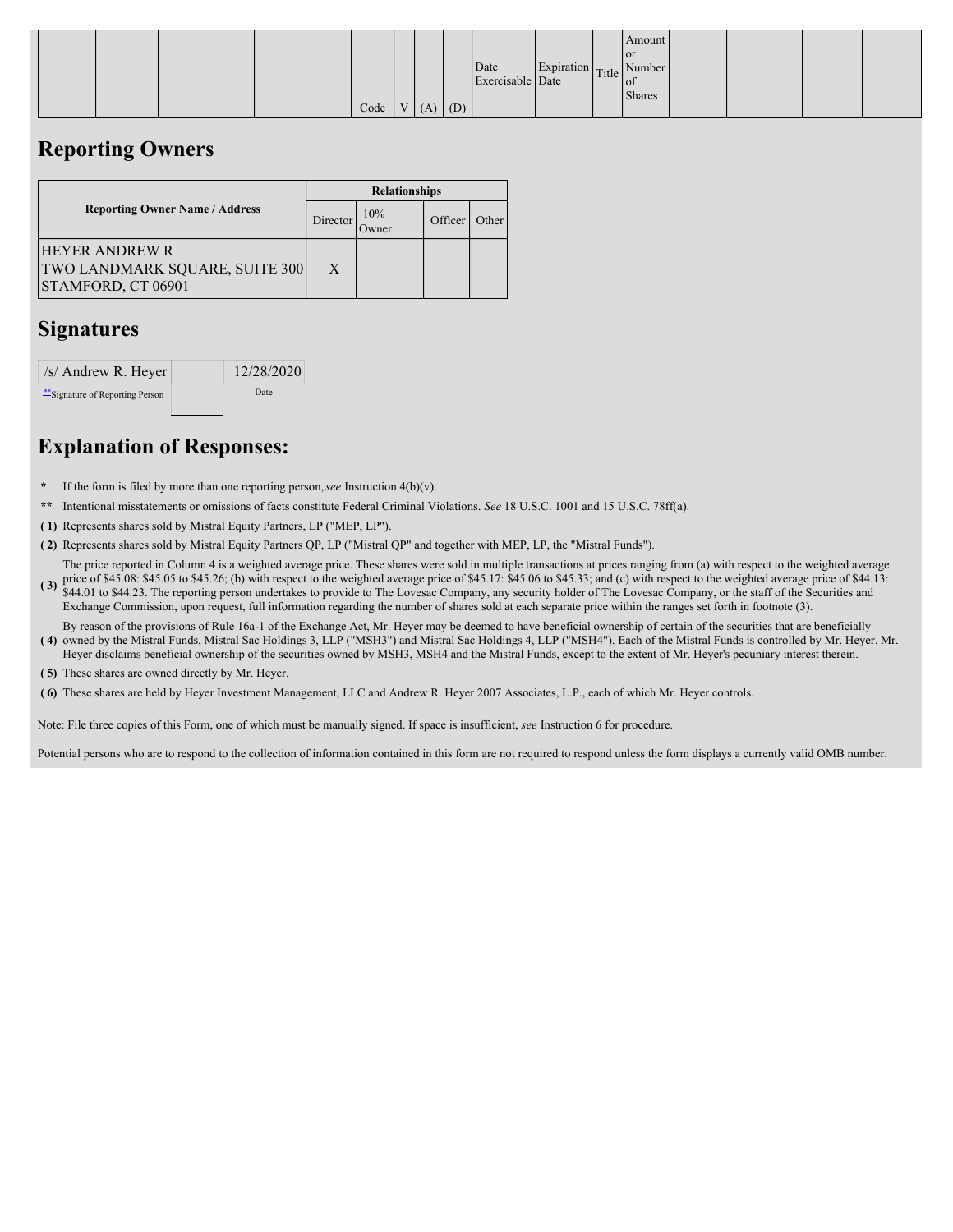| | | | | | | | | | | | | | | | |
|---|---|---|---|---|---|---|---|---|---|---|---|---|---|---|---|
| | | | | Code | V | (A) | (D) | Date Exercisable | Expiration Date | Title | Amount or Number of Shares | | | | |

## Reporting Owners

| Reporting Owner Name / Address | Relationships | | | |
|---|---|---|---|---|
| | Director | 10% Owner | Officer | Other |
| HEYER ANDREW R<br>TWO LANDMARK SQUARE, SUITE 300<br>STAMFORD, CT 06901 | X | | | |

## Signatures

| | | |
|---|---|---|
| /s/ Andrew R. Heyer | | 12/28/2020 |
| **Signature of Reporting Person | | Date |

## Explanation of Responses:

- \* If the form is filed by more than one reporting person, *see* Instruction 4(b)(v).
- \*\* Intentional misstatements or omissions of facts constitute Federal Criminal Violations. *See* 18 U.S.C. 1001 and 15 U.S.C. 78ff(a).
- ( 1) Represents shares sold by Mistral Equity Partners, LP ("MEP, LP").
- ( 2) Represents shares sold by Mistral Equity Partners QP, LP ("Mistral QP" and together with MEP, LP, the "Mistral Funds").
- ( 3) The price reported in Column 4 is a weighted average price. These shares were sold in multiple transactions at prices ranging from (a) with respect to the weighted average price of $45.08: $45.05 to $45.26; (b) with respect to the weighted average price of $45.17: $45.06 to $45.33; and (c) with respect to the weighted average price of $44.13: $44.01 to $44.23. The reporting person undertakes to provide to The Lovesac Company, any security holder of The Lovesac Company, or the staff of the Securities and Exchange Commission, upon request, full information regarding the number of shares sold at each separate price within the ranges set forth in footnote (3).
- ( 4) By reason of the provisions of Rule 16a-1 of the Exchange Act, Mr. Heyer may be deemed to have beneficial ownership of certain of the securities that are beneficially owned by the Mistral Funds, Mistral Sac Holdings 3, LLP ("MSH3") and Mistral Sac Holdings 4, LLP ("MSH4"). Each of the Mistral Funds is controlled by Mr. Heyer. Mr. Heyer disclaims beneficial ownership of the securities owned by MSH3, MSH4 and the Mistral Funds, except to the extent of Mr. Heyer's pecuniary interest therein.
- ( 5) These shares are owned directly by Mr. Heyer.
- ( 6) These shares are held by Heyer Investment Management, LLC and Andrew R. Heyer 2007 Associates, L.P., each of which Mr. Heyer controls.

Note: File three copies of this Form, one of which must be manually signed. If space is insufficient, *see* Instruction 6 for procedure.

Potential persons who are to respond to the collection of information contained in this form are not required to respond unless the form displays a currently valid OMB number.